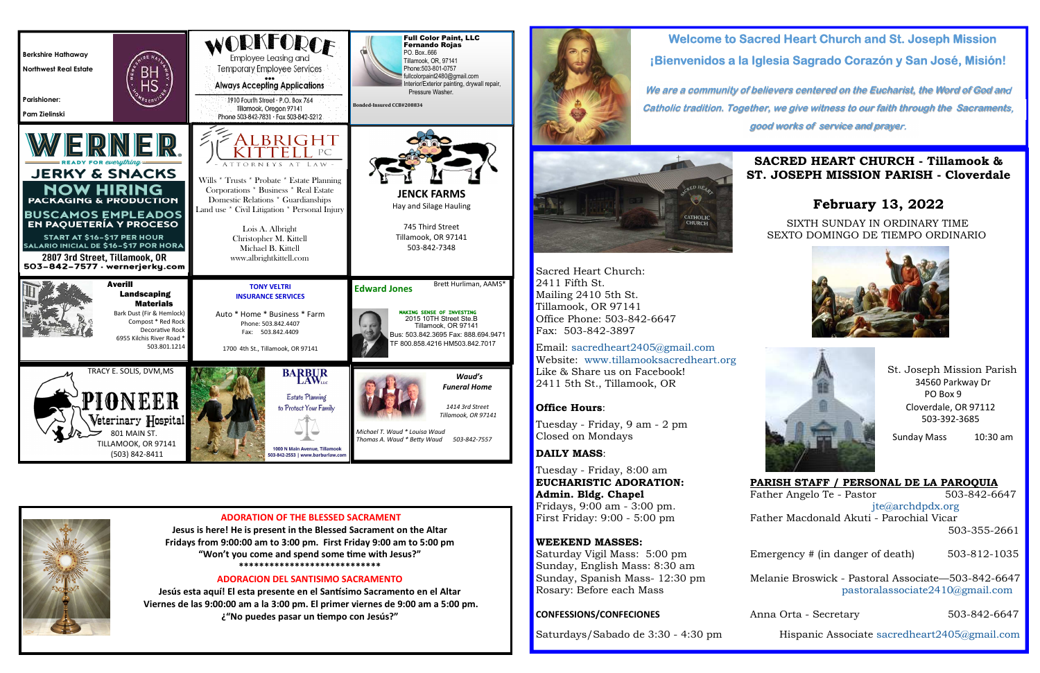Berkshire Hathaway
Northwest Real Estate

Parishioner:
Pam Zielinski

WORKFORCE
Employee Leasing and
Temporary Employee Services

Always Accepting Applications
1910 Fourth Street · P.O. Box 764
Tillamook, Oregon 97141
Phone 503-842-7831 · Fax 503-842-5212

Full Color Paint, LLC
Fernando Rojas
PO. Box..666
Tillamook, OR, 97141
Phone:503-801-0757
fullcolorpaint2480@gmail.com
Interior/Exterior painting, drywall repair,
Pressure Washer.

Bonded-Insured CCB#208834

WERNER
READY FOR everything
JERKY & SNACKS
NOW HIRING
PACKAGING & PRODUCTION
BUSCAMOS EMPLEADOS
EN PAQUETERÍA Y PROCESO
START AT $16–$17 PER HOUR
SALARIO INICIAL DE $16–$17 POR HORA
2807 3rd Street, Tillamook, OR
503–842–7577 · wernerjerky.com

ALBRIGHT KITTELL PC
ATTORNEYS AT LAW
Wills * Trusts * Probate * Estate Planning
Corporations * Business * Real Estate
Domestic Relations * Guardianships
Land use * Civil Litigation * Personal Injury

Lois A. Albright
Christopher M. Kittell
Michael B. Kittell
www.albrightkittell.com

JENCK FARMS
Hay and Silage Hauling

745 Third Street
Tillamook, OR 97141
503-842-7348

Averill
Landscaping
Materials
Bark Dust (Fir & Hemlock)
Compost * Red Rock
Decorative Rock
6955 Kilchis River Road *
503.801.1214

TONY VELTRI
INSURANCE SERVICES

Auto * Home * Business * Farm
Phone: 503.842.4407
Fax: 503.842.4409

1700 4th St., Tillamook, OR 97141

Edward Jones
Brett Hurliman, AAMS®
MAKING SENSE OF INVESTING
2015 10TH Street Ste.B
Tillamook, OR 97141
Bus: 503.842.3695 Fax: 888.694.9471
TF 800.858.4216 HM503.842.7017

TRACY E. SOLIS, DVM,MS
PIONEER
Veterinary Hospital
801 MAIN ST.
TILLAMOOK, OR 97141
(503) 842-8411

BARBUR LAW LLC
Estate Planning
to Protect Your Family
1000 N Main Avenue, Tillamook
503-842-2553 | www.barburlaw.com

Waud's
Funeral Home

1414 3rd Street
Tillamook, OR 97141

Michael T. Waud * Louisa Waud
Thomas A. Waud * Betty Waud 503-842-7557

**ADORATION OF THE BLESSED SACRAMENT**

**Jesus is here! He is present in the Blessed Sacrament on the Altar**
**Fridays from 9:00:00 am to 3:00 pm. First Friday 9:00 am to 5:00 pm**
**"Won't you come and spend some time with Jesus?"**
**************************

**ADORACION DEL SANTISIMO SACRAMENTO**

**Jesús esta aquí! El esta presente en el Santísimo Sacramento en el Altar**
**Viernes de las 9:00:00 am a la 3:00 pm. El primer viernes de 9:00 am a 5:00 pm.**
**¿"No puedes pasar un tiempo con Jesús?"**

## Welcome to Sacred Heart Church and St. Joseph Mission

## ¡Bienvenidos a la Iglesia Sagrado Corazón y San José, Misión!

*We are a community of believers centered on the Eucharist, the Word of God and Catholic tradition. Together, we give witness to our faith through the Sacraments, good works of service and prayer.*

# SACRED HEART CHURCH - Tillamook & ST. JOSEPH MISSION PARISH - Cloverdale

## February 13, 2022

SIXTH SUNDAY IN ORDINARY TIME
SEXTO DOMINGO DE TIEMPO ORDINARIO

Sacred Heart Church:
2411 Fifth St.
Mailing 2410 5th St.
Tillamook, OR 97141
Office Phone: 503-842-6647
Fax: 503-842-3897

Email: sacredheart2405@gmail.com
Website: www.tillamooksacredheart.org
Like & Share us on Facebook!
2411 5th St., Tillamook, OR

**Office Hours**:

Tuesday - Friday, 9 am - 2 pm
Closed on Mondays

**DAILY MASS**:

Tuesday - Friday, 8:00 am
**EUCHARISTIC ADORATION:**
**Admin. Bldg. Chapel**
Fridays, 9:00 am - 3:00 pm.
First Friday: 9:00 - 5:00 pm

**WEEKEND MASSES:**
Saturday Vigil Mass: 5:00 pm
Sunday, English Mass: 8:30 am
Sunday, Spanish Mass- 12:30 pm
Rosary: Before each Mass

**CONFESSIONS/CONFECIONES**

Saturdays/Sabado de 3:30 - 4:30 pm

St. Joseph Mission Parish
34560 Parkway Dr
PO Box 9
Cloverdale, OR 97112
503-392-3685

Sunday Mass 10:30 am

**PARISH STAFF / PERSONAL DE LA PAROQUIA**
Father Angelo Te - Pastor 503-842-6647
jte@archdpdx.org
Father Macdonald Akuti - Parochial Vicar
503-355-2661

Emergency # (in danger of death) 503-812-1035

Melanie Broswick - Pastoral Associate—503-842-6647
pastoralassociate2410@gmail.com

Anna Orta - Secretary 503-842-6647

Hispanic Associate sacredheart2405@gmail.com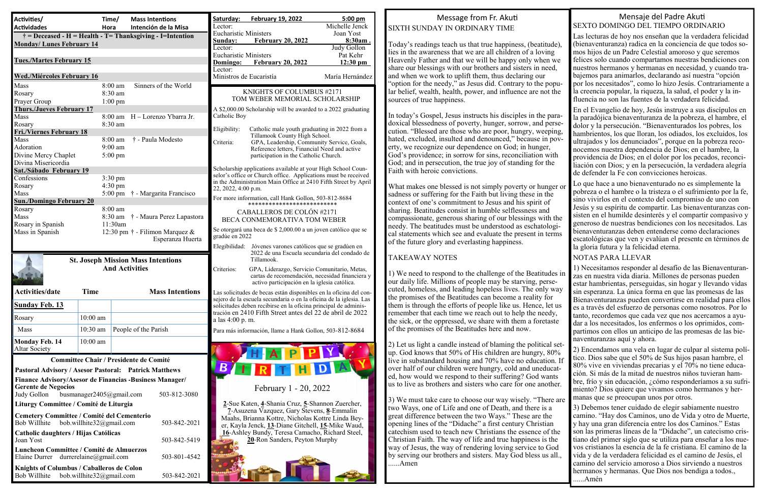| Activities/ Actividades | Time/ Hora | Mass Intentions Intención de la Misa |
|---|---|---|
| † = Deceased - H = Health - T= Thanksgiving - I=Intention | | |
| **Monday/ Lunes February 14** | | |
| **Tues./Martes February 15** | | |
| **Wed./Miércoles February 16** | | |
| Mass | 8:00 am | Sinners of the World |
| Rosary | 8:30 am | |
| Prayer Group | 1:00 pm | |
| **Thurs./Jueves February 17** | | |
| Mass | 8:00 am | H – Lorenzo Ybarra Jr. |
| Rosary | 8:30 am | |
| **Fri./Viernes February 18** | | |
| Mass | 8:00 am | † - Paula Modesto |
| Adoration | 9:00 am | |
| Divine Mercy Chaplet | 5:00 pm | |
| Divina Misericordia | | |
| **Sat./Sábado February 19** | | |
| Confessions | 3:30 pm | |
| Rosary | 4:30 pm | |
| Mass | 5:00 pm | † - Margarita Francisco |
| **Sun./Domingo February 20** | | |
| Rosary | 8:00 am | |
| Mass | 8:30 am | † - Maura Perez Lapastora |
| Rosary in Spanish | 11:30am | |
| Mass in Spanish | 12:30 pm | † - Filimon Marquez & Esperanza Huerta |

## St. Joseph Mission Mass Intentions And Activities

| Activities/date | Time | Mass Intentions |
|---|---|---|
| **Sunday Feb. 13** | | |
| Rosary | 10:00 am | |
| Mass | 10:30 am | People of the Parish |
| Monday Feb. 14 Altar Society | 10:00 am | |

**Committee Chair / Presidente de Comité**

**Pastoral Advisory / Asesor Pastoral: Patrick Matthews**

**Finance Advisory/Asesor de Financias -Business Manager/ Gerente de Negocios**
Judy Gollon busmanager2405@gmail.com 503-812-3080

**Liturgy Committee / Comité de Liturgia**

**Cemetery Committee / Comité del Cementerio**
Bob Willhite bob.willhite32@gmail.com 503-842-2021

**Catholic daughters / Hijas Católicas**
Joan Yost 503-842-5419

**Luncheon Committee / Comité de Almuerzos**
Elaine Durrer durrerelaine@gmail.com 503-801-4542

**Knights of Columbus / Caballeros de Colon**
Bob Willhite bob.willhite32@gmail.com 503-842-2021

**Saturday: February 19, 2022 5:00 pm**
Lector: Michelle Jenck
Eucharistic Ministers: Joan Yost

**Sunday: February 20, 2022 8:30am**
Lector: Judy Gollon
Eucharistic Ministers: Pat Kehr

**Domingo: February 20, 2022 12:30 pm**
Lector:
Ministros de Eucaristía: Maria Hernández

### KNIGHTS OF COLUMBUS #2171 TOM WEBER MEMORIAL SCHOLARSHIP

A $2,000.00 Scholarship will be awarded to a 2022 graduating Catholic Boy

Eligibility: Catholic male youth graduating in 2022 from a Tillamook County High School.

Criteria: GPA, Leadership, Community Service, Goals, Reference letters, Financial Need and active participation in the Catholic Church.

Scholarship applications available at your High School Counselor's office or Church office. Applications must be received in the Administration Main Office at 2410 Fifth Street by April 22, 2022, 4:00 p.m.

For more information, call Hank Gollon, 503-812-8684

****************************

### CABALLEROS DE COLÓN #2171 BECA CONMEMORATIVA TOM WEBER

Se otorgará una beca de $ 2,000.00 a un joven católico que se gradúe en 2022

Elegibilidad: Jóvenes varones católicos que se gradúen en 2022 de una Escuela secundaria del condado de Tillamook.

Criterios: GPA, Liderazgo, Servicio Comunitario, Metas, cartas de recomendación, necesidad financiera y activo participación en la iglesia católica.

Las solicitudes de becas están disponibles en la oficina del consejero de la escuela secundaria o en la oficina de la iglesia. Las solicitudes deben recibirse en la oficina principal de administración en 2410 Fifth Street antes del 22 de abril de 2022 a las 4:00 p. m.

Para más información, llame a Hank Gollon, 503-812-8684

## HAPPY BIRTHDAY

February 1 - 20, 2022

**2**-Sue Katen, **4**-Shania Cruz, **5**-Shannon Zuercher, **7**-Asuzena Vazquez, Gary Stevens, **8**-Emmalin Maahs, Brianna Kottre, Nicholas Kottre Linda Beyer, Kayla Jenck, **13**-Diane Gitchell, **15**-Mike Waud, **16**-Ashley Bundy, Teresa Camacho, Richard Steel, **20**-Ron Sanders, Peyton Murphy

## Message from Fr. Akuti

SIXTH SUNDAY IN ORDINARY TIME

Today's readings teach us that true happiness, (beatitude), lies in the awareness that we are all children of a loving Heavenly Father and that we will be happy only when we share our blessings with our brothers and sisters in need, and when we work to uplift them, thus declaring our "option for the needy," as Jesus did. Contrary to the popular belief, wealth, health, power, and influence are not the sources of true happiness.

In today's Gospel, Jesus instructs his disciples in the paradoxical blessedness of poverty, hunger, sorrow, and persecution. "Blessed are those who are poor, hungry, weeping, hated, excluded, insulted and denounced," because in poverty, we recognize our dependence on God; in hunger, God's providence; in sorrow for sins, reconciliation with God; and in persecution, the true joy of standing for the Faith with heroic convictions.

What makes one blessed is not simply poverty or hunger or sadness or suffering for the Faith but living these in the context of one's commitment to Jesus and his spirit of sharing. Beatitudes consist in humble selflessness and compassionate, generous sharing of our blessings with the needy. The beatitudes must be understood as eschatological statements which see and evaluate the present in terms of the future glory and everlasting happiness.

TAKEAWAY NOTES

1) We need to respond to the challenge of the Beatitudes in our daily life. Millions of people may be starving, persecuted, homeless, and leading hopeless lives. The only way the promises of the Beatitudes can become a reality for them is through the efforts of people like us. Hence, let us remember that each time we reach out to help the needy, the sick, or the oppressed, we share with them a foretaste of the promises of the Beatitudes here and now.

2) Let us light a candle instead of blaming the political setup. God knows that 50% of His children are hungry, 80% live in substandard housing and 70% have no education. If over half of our children were hungry, cold and uneducated, how would we respond to their suffering? God wants us to live as brothers and sisters who care for one another.

3) We must take care to choose our way wisely. "There are two Ways, one of Life and one of Death, and there is a great difference between the two Ways." These are the opening lines of the "Didache" a first century Christian catechism used to teach new Christians the essence of the Christian Faith. The way of life and true happiness is the way of Jesus, the way of rendering loving service to God by serving our brothers and sisters. May God bless us all., ......Amen

## Mensaje del Padre Akuti

SEXTO DOMINGO DEL TIEMPO ORDINARIO

Las lecturas de hoy nos enseñan que la verdadera felicidad (bienaventuranza) radica en la conciencia de que todos somos hijos de un Padre Celestial amoroso y que seremos felices solo cuando compartamos nuestras bendiciones con nuestros hermanos y hermanas en necesidad, y cuando trabajemos para animarlos, declarando así nuestra "opción por los necesitados", como lo hizo Jesús. Contrariamente a la creencia popular, la riqueza, la salud, el poder y la influencia no son las fuentes de la verdadera felicidad.

En el Evangelio de hoy, Jesús instruye a sus discípulos en la paradójica bienaventuranza de la pobreza, el hambre, el dolor y la persecución. "Bienaventurados los pobres, los hambrientos, los que lloran, los odiados, los excluidos, los ultrajados y los denunciados", porque en la pobreza reconocemos nuestra dependencia de Dios; en el hambre, la providencia de Dios; en el dolor por los pecados, reconciliación con Dios; y en la persecución, la verdadera alegría de defender la Fe con convicciones heroicas.

Lo que hace a uno bienaventurado no es simplemente la pobreza o el hambre o la tristeza o el sufrimiento por la fe, sino vivirlos en el contexto del compromiso de uno con Jesús y su espíritu de compartir. Las bienaventuranzas consisten en el humilde desinterés y el compartir compasivo y generoso de nuestras bendiciones con los necesitados. Las bienaventuranzas deben entenderse como declaraciones escatológicas que ven y evalúan el presente en términos de la gloria futura y la felicidad eterna.

NOTAS PARA LLEVAR

1) Necesitamos responder al desafío de las Bienaventuranzas en nuestra vida diaria. Millones de personas pueden estar hambrientas, perseguidas, sin hogar y llevando vidas sin esperanza. La única forma en que las promesas de las Bienaventuranzas pueden convertirse en realidad para ellos es a través del esfuerzo de personas como nosotros. Por lo tanto, recordemos que cada vez que nos acercamos a ayudar a los necesitados, los enfermos o los oprimidos, compartimos con ellos un anticipo de las promesas de las bienaventuranzas aquí y ahora.

2) Encendamos una vela en lugar de culpar al sistema político. Dios sabe que el 50% de Sus hijos pasan hambre, el 80% vive en viviendas precarias y el 70% no tiene educación. Si más de la mitad de nuestros niños tuvieran hambre, frío y sin educación, ¿cómo responderíamos a su sufrimiento? Dios quiere que vivamos como hermanos y hermanas que se preocupan unos por otros.

3) Debemos tener cuidado de elegir sabiamente nuestro camino. "Hay dos Caminos, uno de Vida y otro de Muerte, y hay una gran diferencia entre los dos Caminos." Estas son las primeras líneas de la "Didache", un catecismo cristiano del primer siglo que se utiliza para enseñar a los nuevos cristianos la esencia de la fe cristiana. El camino de la vida y de la verdadera felicidad es el camino de Jesús, el camino del servicio amoroso a Dios sirviendo a nuestros hermanos y hermanas. Que Dios nos bendiga a todos., ......Amén